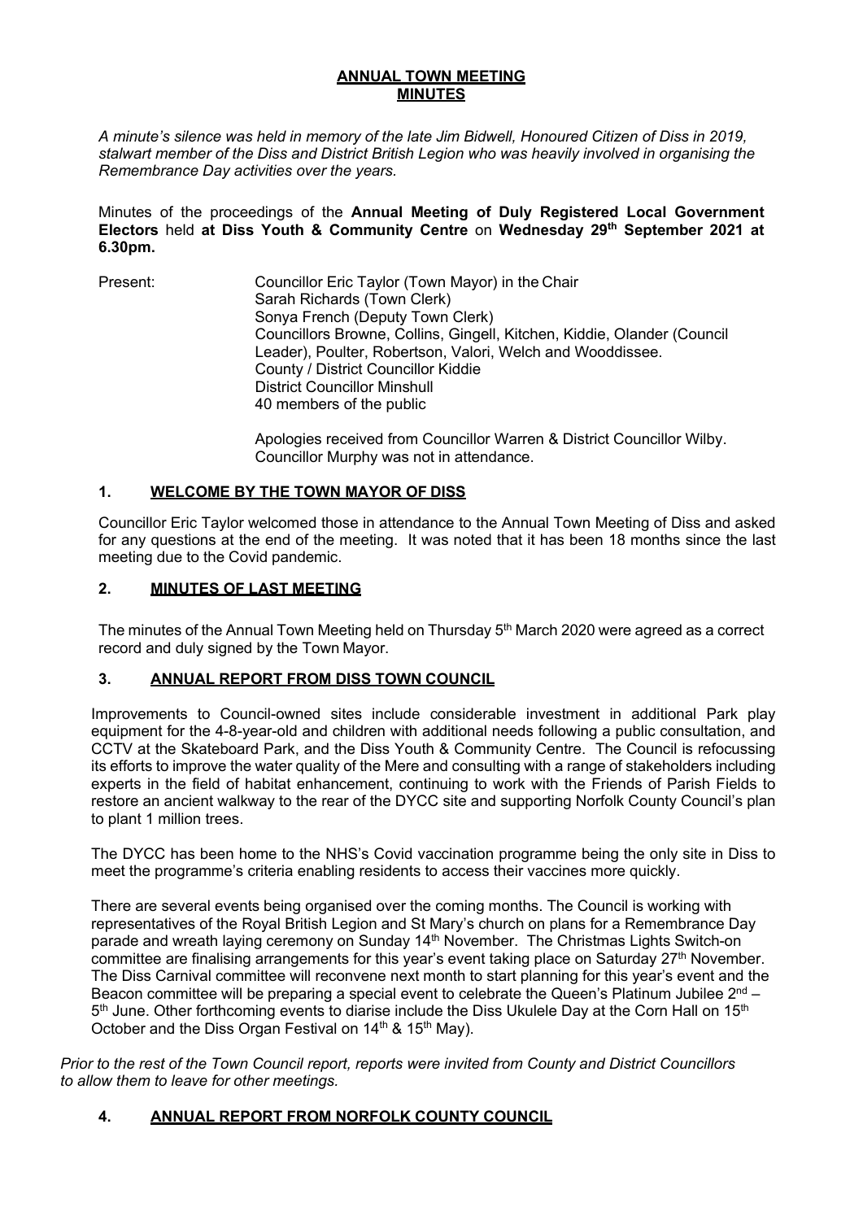# ANNUAL TOWN MEETING MINUTES

*A minute's silence was held in memory of the late Jim Bidwell, Honoured Citizen of Diss in 2019, stalwart member of the Diss and District British Legion who was heavily involved in organising the Remembrance Day activities over the years.*

Minutes of the proceedings of the **Annual Meeting of Duly Registered Local Government Electors** held **at Diss Youth & Community Centre** on **Wednesday 29th September 2021 at 6.30pm.**

Present: Councillor Eric Taylor (Town Mayor) in the Chair
Sarah Richards (Town Clerk)
Sonya French (Deputy Town Clerk)
Councillors Browne, Collins, Gingell, Kitchen, Kiddie, Olander (Council Leader), Poulter, Robertson, Valori, Welch and Wooddissee.
County / District Councillor Kiddie
District Councillor Minshull
40 members of the public

Apologies received from Councillor Warren & District Councillor Wilby.
Councillor Murphy was not in attendance.

## 1. WELCOME BY THE TOWN MAYOR OF DISS

Councillor Eric Taylor welcomed those in attendance to the Annual Town Meeting of Diss and asked for any questions at the end of the meeting. It was noted that it has been 18 months since the last meeting due to the Covid pandemic.

## 2. MINUTES OF LAST MEETING

The minutes of the Annual Town Meeting held on Thursday 5th March 2020 were agreed as a correct record and duly signed by the Town Mayor.

## 3. ANNUAL REPORT FROM DISS TOWN COUNCIL

Improvements to Council-owned sites include considerable investment in additional Park play equipment for the 4-8-year-old and children with additional needs following a public consultation, and CCTV at the Skateboard Park, and the Diss Youth & Community Centre. The Council is refocussing its efforts to improve the water quality of the Mere and consulting with a range of stakeholders including experts in the field of habitat enhancement, continuing to work with the Friends of Parish Fields to restore an ancient walkway to the rear of the DYCC site and supporting Norfolk County Council's plan to plant 1 million trees.

The DYCC has been home to the NHS's Covid vaccination programme being the only site in Diss to meet the programme's criteria enabling residents to access their vaccines more quickly.

There are several events being organised over the coming months. The Council is working with representatives of the Royal British Legion and St Mary's church on plans for a Remembrance Day parade and wreath laying ceremony on Sunday 14th November. The Christmas Lights Switch-on committee are finalising arrangements for this year's event taking place on Saturday 27th November. The Diss Carnival committee will reconvene next month to start planning for this year's event and the Beacon committee will be preparing a special event to celebrate the Queen's Platinum Jubilee 2nd – 5th June. Other forthcoming events to diarise include the Diss Ukulele Day at the Corn Hall on 15th October and the Diss Organ Festival on 14th & 15th May).

*Prior to the rest of the Town Council report, reports were invited from County and District Councillors to allow them to leave for other meetings.*

## 4. ANNUAL REPORT FROM NORFOLK COUNTY COUNCIL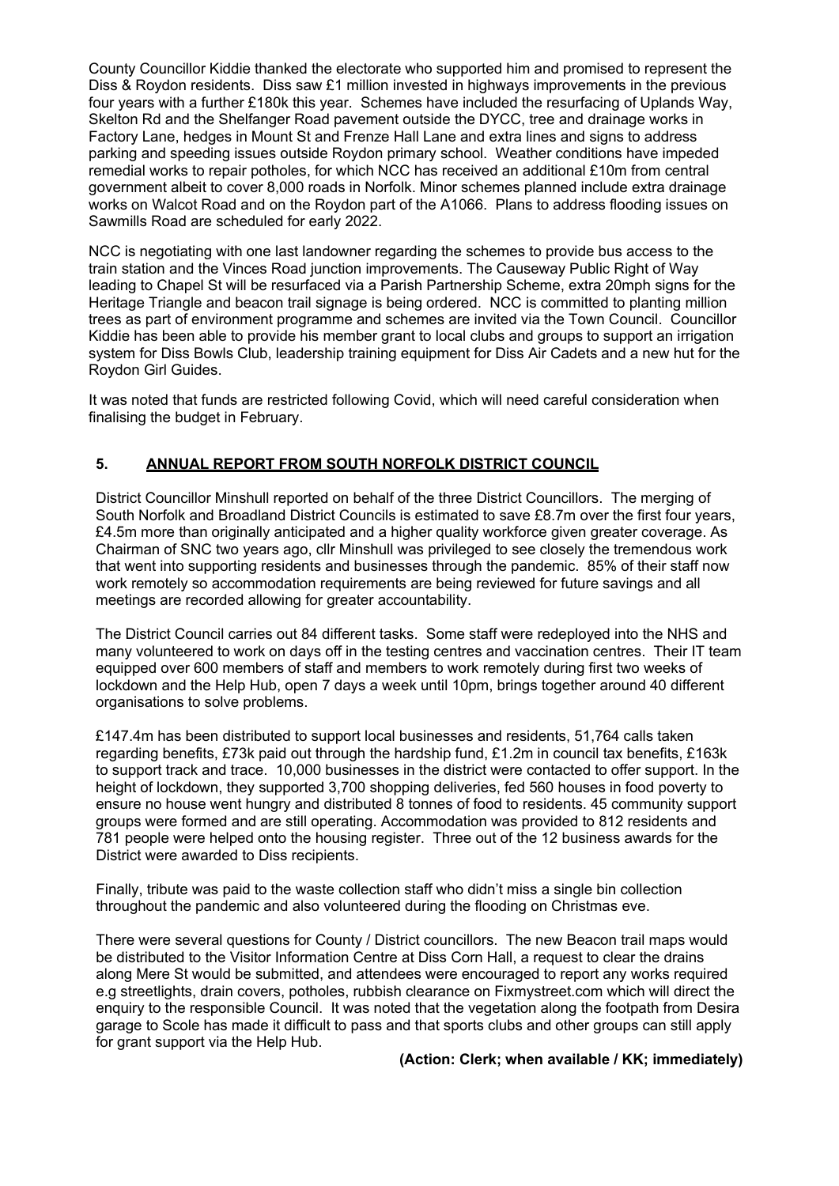County Councillor Kiddie thanked the electorate who supported him and promised to represent the Diss & Roydon residents. Diss saw £1 million invested in highways improvements in the previous four years with a further £180k this year. Schemes have included the resurfacing of Uplands Way, Skelton Rd and the Shelfanger Road pavement outside the DYCC, tree and drainage works in Factory Lane, hedges in Mount St and Frenze Hall Lane and extra lines and signs to address parking and speeding issues outside Roydon primary school. Weather conditions have impeded remedial works to repair potholes, for which NCC has received an additional £10m from central government albeit to cover 8,000 roads in Norfolk. Minor schemes planned include extra drainage works on Walcot Road and on the Roydon part of the A1066. Plans to address flooding issues on Sawmills Road are scheduled for early 2022.

NCC is negotiating with one last landowner regarding the schemes to provide bus access to the train station and the Vinces Road junction improvements. The Causeway Public Right of Way leading to Chapel St will be resurfaced via a Parish Partnership Scheme, extra 20mph signs for the Heritage Triangle and beacon trail signage is being ordered. NCC is committed to planting million trees as part of environment programme and schemes are invited via the Town Council. Councillor Kiddie has been able to provide his member grant to local clubs and groups to support an irrigation system for Diss Bowls Club, leadership training equipment for Diss Air Cadets and a new hut for the Roydon Girl Guides.

It was noted that funds are restricted following Covid, which will need careful consideration when finalising the budget in February.

## 5. ANNUAL REPORT FROM SOUTH NORFOLK DISTRICT COUNCIL

District Councillor Minshull reported on behalf of the three District Councillors. The merging of South Norfolk and Broadland District Councils is estimated to save £8.7m over the first four years, £4.5m more than originally anticipated and a higher quality workforce given greater coverage. As Chairman of SNC two years ago, cllr Minshull was privileged to see closely the tremendous work that went into supporting residents and businesses through the pandemic. 85% of their staff now work remotely so accommodation requirements are being reviewed for future savings and all meetings are recorded allowing for greater accountability.

The District Council carries out 84 different tasks. Some staff were redeployed into the NHS and many volunteered to work on days off in the testing centres and vaccination centres. Their IT team equipped over 600 members of staff and members to work remotely during first two weeks of lockdown and the Help Hub, open 7 days a week until 10pm, brings together around 40 different organisations to solve problems.

£147.4m has been distributed to support local businesses and residents, 51,764 calls taken regarding benefits, £73k paid out through the hardship fund, £1.2m in council tax benefits, £163k to support track and trace. 10,000 businesses in the district were contacted to offer support. In the height of lockdown, they supported 3,700 shopping deliveries, fed 560 houses in food poverty to ensure no house went hungry and distributed 8 tonnes of food to residents. 45 community support groups were formed and are still operating. Accommodation was provided to 812 residents and 781 people were helped onto the housing register. Three out of the 12 business awards for the District were awarded to Diss recipients.

Finally, tribute was paid to the waste collection staff who didn't miss a single bin collection throughout the pandemic and also volunteered during the flooding on Christmas eve.

There were several questions for County / District councillors. The new Beacon trail maps would be distributed to the Visitor Information Centre at Diss Corn Hall, a request to clear the drains along Mere St would be submitted, and attendees were encouraged to report any works required e.g streetlights, drain covers, potholes, rubbish clearance on Fixmystreet.com which will direct the enquiry to the responsible Council. It was noted that the vegetation along the footpath from Desira garage to Scole has made it difficult to pass and that sports clubs and other groups can still apply for grant support via the Help Hub.

**(Action: Clerk; when available / KK; immediately)**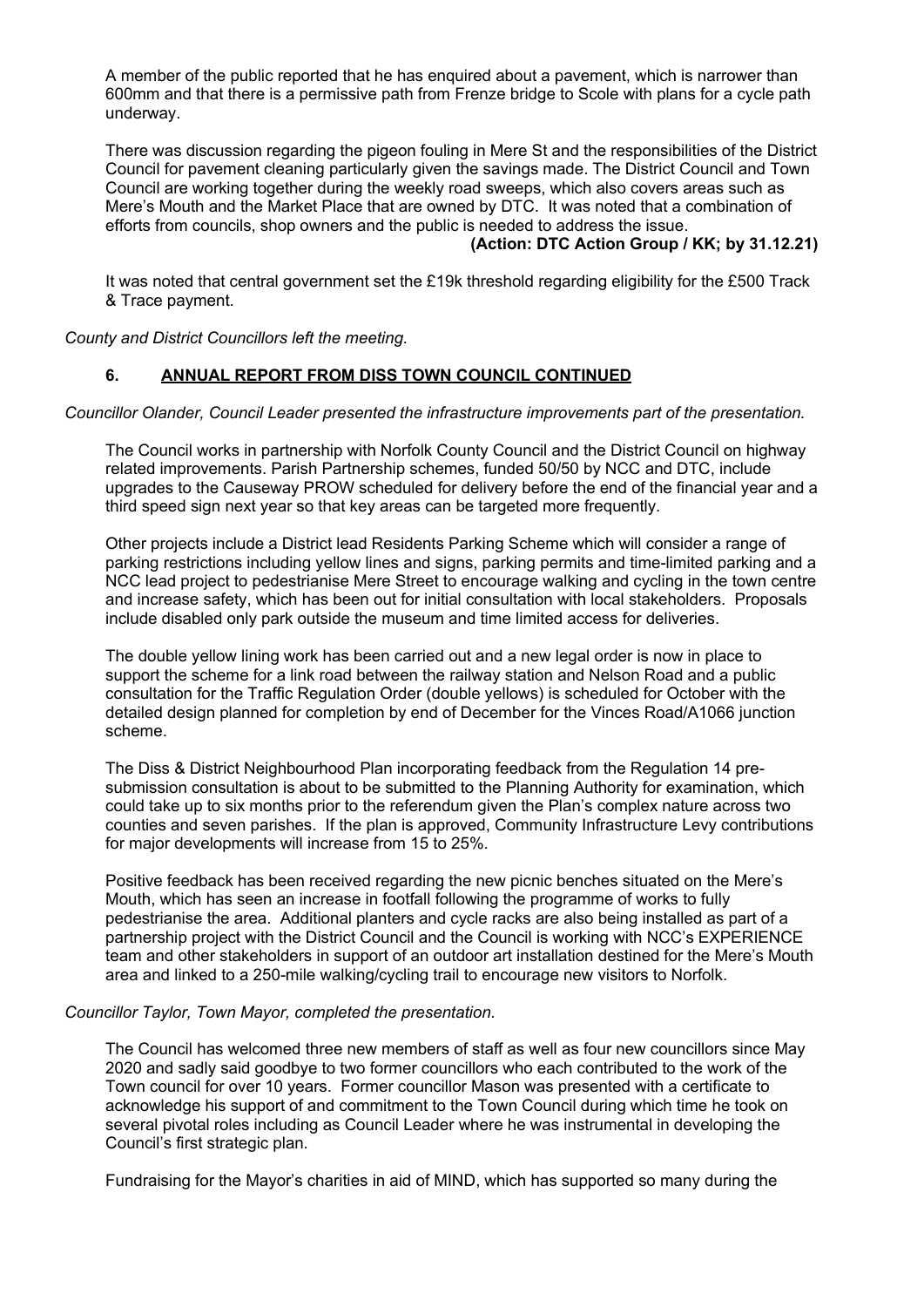A member of the public reported that he has enquired about a pavement, which is narrower than 600mm and that there is a permissive path from Frenze bridge to Scole with plans for a cycle path underway.

There was discussion regarding the pigeon fouling in Mere St and the responsibilities of the District Council for pavement cleaning particularly given the savings made. The District Council and Town Council are working together during the weekly road sweeps, which also covers areas such as Mere's Mouth and the Market Place that are owned by DTC. It was noted that a combination of efforts from councils, shop owners and the public is needed to address the issue.

**(Action: DTC Action Group / KK; by 31.12.21)**

It was noted that central government set the £19k threshold regarding eligibility for the £500 Track & Trace payment.

*County and District Councillors left the meeting.*

## 6. ANNUAL REPORT FROM DISS TOWN COUNCIL CONTINUED

*Councillor Olander, Council Leader presented the infrastructure improvements part of the presentation.*

The Council works in partnership with Norfolk County Council and the District Council on highway related improvements. Parish Partnership schemes, funded 50/50 by NCC and DTC, include upgrades to the Causeway PROW scheduled for delivery before the end of the financial year and a third speed sign next year so that key areas can be targeted more frequently.

Other projects include a District lead Residents Parking Scheme which will consider a range of parking restrictions including yellow lines and signs, parking permits and time-limited parking and a NCC lead project to pedestrianise Mere Street to encourage walking and cycling in the town centre and increase safety, which has been out for initial consultation with local stakeholders. Proposals include disabled only park outside the museum and time limited access for deliveries.

The double yellow lining work has been carried out and a new legal order is now in place to support the scheme for a link road between the railway station and Nelson Road and a public consultation for the Traffic Regulation Order (double yellows) is scheduled for October with the detailed design planned for completion by end of December for the Vinces Road/A1066 junction scheme.

The Diss & District Neighbourhood Plan incorporating feedback from the Regulation 14 pre-submission consultation is about to be submitted to the Planning Authority for examination, which could take up to six months prior to the referendum given the Plan's complex nature across two counties and seven parishes. If the plan is approved, Community Infrastructure Levy contributions for major developments will increase from 15 to 25%.

Positive feedback has been received regarding the new picnic benches situated on the Mere's Mouth, which has seen an increase in footfall following the programme of works to fully pedestrianise the area. Additional planters and cycle racks are also being installed as part of a partnership project with the District Council and the Council is working with NCC's EXPERIENCE team and other stakeholders in support of an outdoor art installation destined for the Mere's Mouth area and linked to a 250-mile walking/cycling trail to encourage new visitors to Norfolk.

*Councillor Taylor, Town Mayor, completed the presentation.*

The Council has welcomed three new members of staff as well as four new councillors since May 2020 and sadly said goodbye to two former councillors who each contributed to the work of the Town council for over 10 years. Former councillor Mason was presented with a certificate to acknowledge his support of and commitment to the Town Council during which time he took on several pivotal roles including as Council Leader where he was instrumental in developing the Council's first strategic plan.

Fundraising for the Mayor's charities in aid of MIND, which has supported so many during the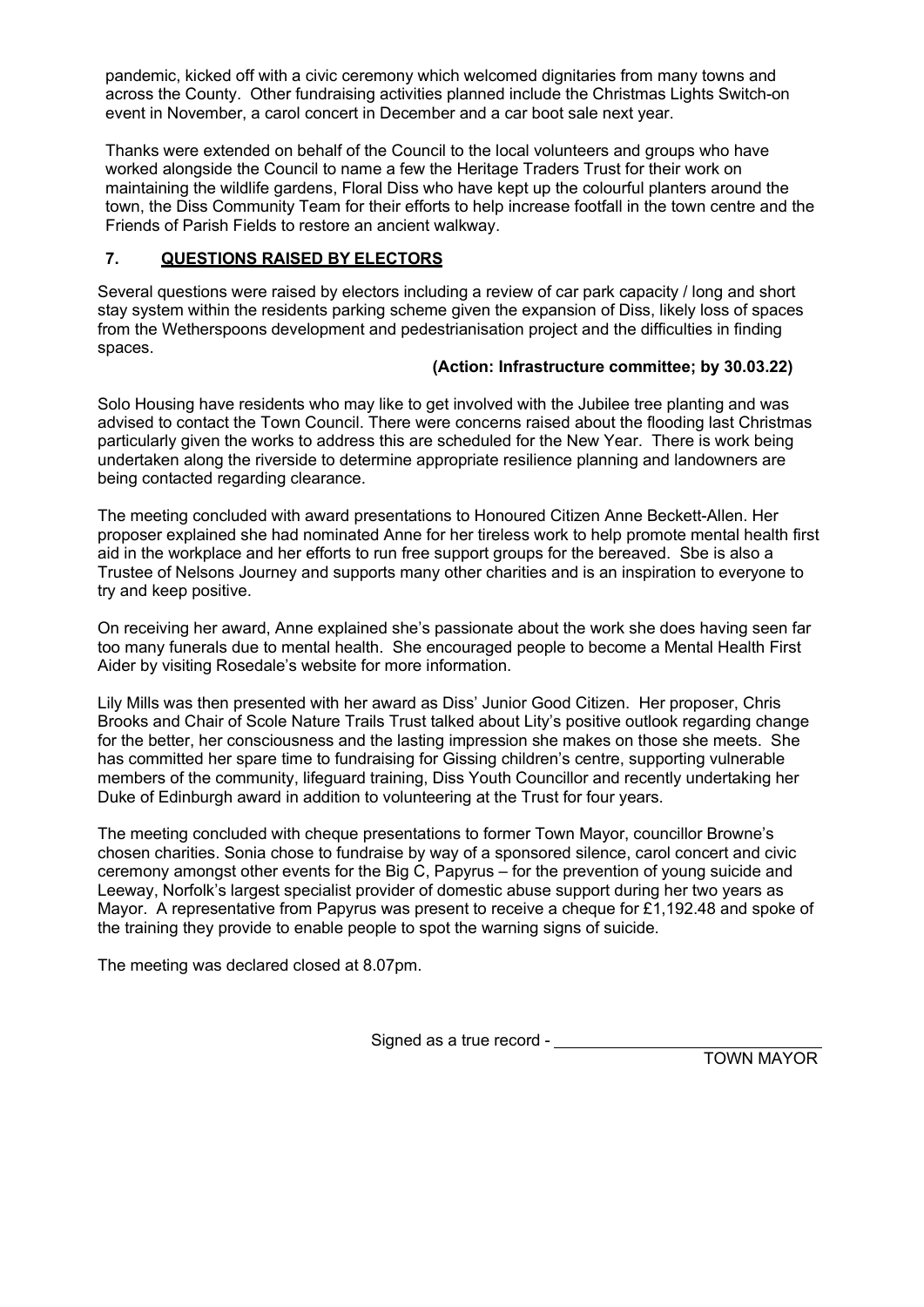pandemic, kicked off with a civic ceremony which welcomed dignitaries from many towns and across the County. Other fundraising activities planned include the Christmas Lights Switch-on event in November, a carol concert in December and a car boot sale next year.

Thanks were extended on behalf of the Council to the local volunteers and groups who have worked alongside the Council to name a few the Heritage Traders Trust for their work on maintaining the wildlife gardens, Floral Diss who have kept up the colourful planters around the town, the Diss Community Team for their efforts to help increase footfall in the town centre and the Friends of Parish Fields to restore an ancient walkway.

## 7. QUESTIONS RAISED BY ELECTORS

Several questions were raised by electors including a review of car park capacity / long and short stay system within the residents parking scheme given the expansion of Diss, likely loss of spaces from the Wetherspoons development and pedestrianisation project and the difficulties in finding spaces.

**(Action: Infrastructure committee; by 30.03.22)**

Solo Housing have residents who may like to get involved with the Jubilee tree planting and was advised to contact the Town Council. There were concerns raised about the flooding last Christmas particularly given the works to address this are scheduled for the New Year. There is work being undertaken along the riverside to determine appropriate resilience planning and landowners are being contacted regarding clearance.

The meeting concluded with award presentations to Honoured Citizen Anne Beckett-Allen. Her proposer explained she had nominated Anne for her tireless work to help promote mental health first aid in the workplace and her efforts to run free support groups for the bereaved. Sbe is also a Trustee of Nelsons Journey and supports many other charities and is an inspiration to everyone to try and keep positive.

On receiving her award, Anne explained she's passionate about the work she does having seen far too many funerals due to mental health. She encouraged people to become a Mental Health First Aider by visiting Rosedale's website for more information.

Lily Mills was then presented with her award as Diss' Junior Good Citizen. Her proposer, Chris Brooks and Chair of Scole Nature Trails Trust talked about Lity's positive outlook regarding change for the better, her consciousness and the lasting impression she makes on those she meets. She has committed her spare time to fundraising for Gissing children's centre, supporting vulnerable members of the community, lifeguard training, Diss Youth Councillor and recently undertaking her Duke of Edinburgh award in addition to volunteering at the Trust for four years.

The meeting concluded with cheque presentations to former Town Mayor, councillor Browne's chosen charities. Sonia chose to fundraise by way of a sponsored silence, carol concert and civic ceremony amongst other events for the Big C, Papyrus – for the prevention of young suicide and Leeway, Norfolk's largest specialist provider of domestic abuse support during her two years as Mayor. A representative from Papyrus was present to receive a cheque for £1,192.48 and spoke of the training they provide to enable people to spot the warning signs of suicide.

The meeting was declared closed at 8.07pm.

Signed as a true record - ______________________________

TOWN MAYOR